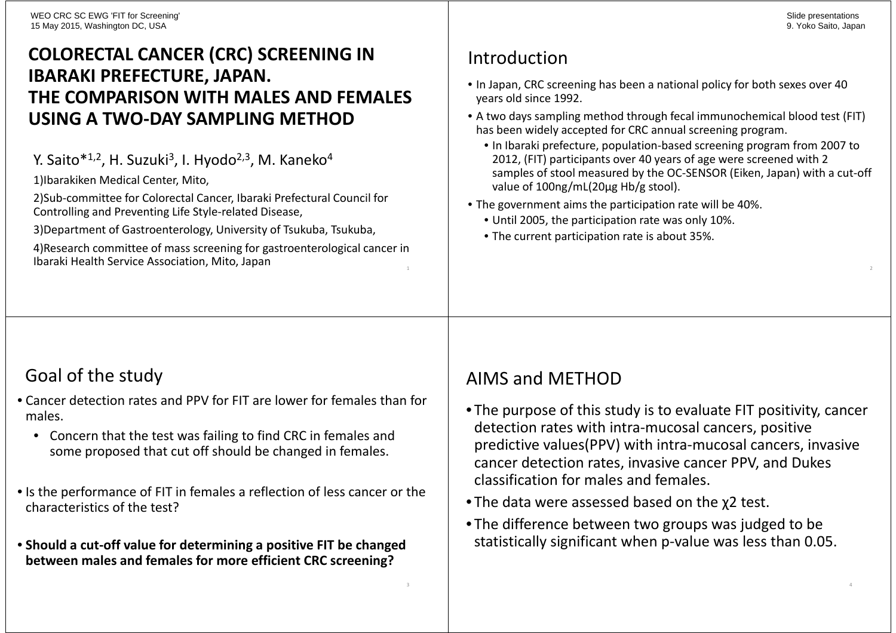# COLORECTAL CANCER (CRC) SCREENING IN IBARAKI PREFECTURE, JAPAN. THE COMPARISON WITH MALES AND FEMALES USING A TWO-DAY SAMPLING METHOD

Y. Saito*[1,2], H. Suzuki[3], I. Hyodo[2,3], M. Kaneko[4]

1)Ibarakiken Medical Center, Mito,

2)Sub-committee for Colorectal Cancer, Ibaraki Prefectural Council for Controlling and Preventing Life Style-related Disease,

3)Department of Gastroenterology, University of Tsukuba, Tsukuba,

4)Research committee of mass screening for gastroenterological cancer in Ibaraki Health Service Association, Mito, Japan

## Introduction

- In Japan, CRC screening has been a national policy for both sexes over 40 years old since 1992.
- A two days sampling method through fecal immunochemical blood test (FIT) has been widely accepted for CRC annual screening program.
  - In Ibaraki prefecture, population-based screening program from 2007 to 2012, (FIT) participants over 40 years of age were screened with 2 samples of stool measured by the OC-SENSOR (Eiken, Japan) with a cut-off value of 100ng/mL(20μg Hb/g stool).
- The government aims the participation rate will be 40%.
  - Until 2005, the participation rate was only 10%.
  - The current participation rate is about 35%.

## Goal of the study

- Cancer detection rates and PPV for FIT are lower for females than for males.
  - Concern that the test was failing to find CRC in females and some proposed that cut off should be changed in females.
- Is the performance of FIT in females a reflection of less cancer or the characteristics of the test?
- **Should a cut-off value for determining a positive FIT be changed between males and females for more efficient CRC screening?**

## AIMS and METHOD

- The purpose of this study is to evaluate FIT positivity, cancer detection rates with intra-mucosal cancers, positive predictive values(PPV) with intra-mucosal cancers, invasive cancer detection rates, invasive cancer PPV, and Dukes classification for males and females.
- The data were assessed based on the $\chi 2$ test.
- The difference between two groups was judged to be statistically significant when p-value was less than 0.05.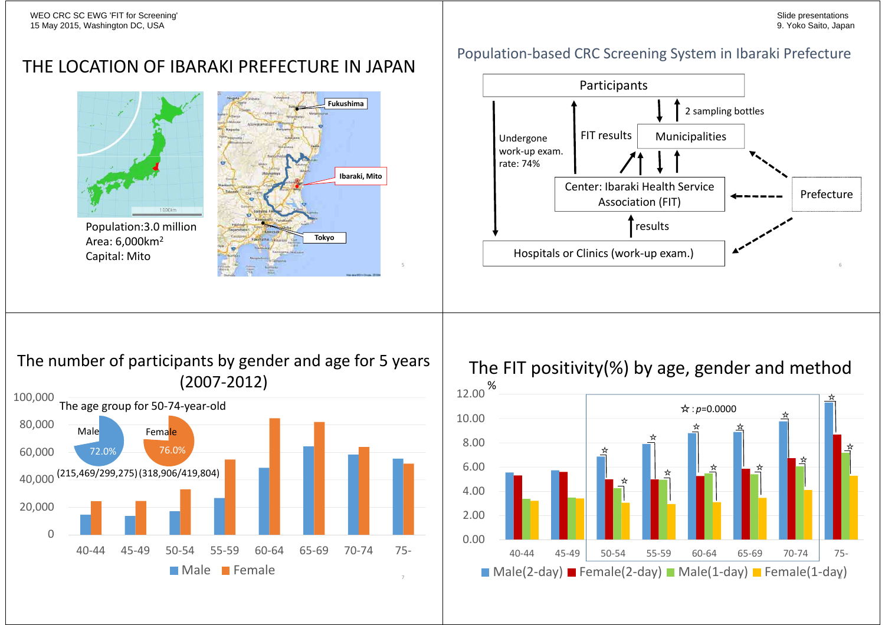# THE LOCATION OF IBARAKI PREFECTURE IN JAPAN

Population: 3.0 million
Area: 6,000km²
Capital: Mito

Fukushima
Ibaraki, Mito
Tokyo

# Population-based CRC Screening System in Ibaraki Prefecture

- Participants
- 2 sampling bottles
- Municipalities
- FIT results
- Undergone work-up exam. rate: 74%
- Center: Ibaraki Health Service Association (FIT)
- Prefecture
- results
- Hospitals or Clinics (work-up exam.)

# The number of participants by gender and age for 5 years (2007-2012)

The age group for 50-74-year-old

- Male 72.0% (215,469/299,275)
- Female 76.0% (318,906/419,804)

Age groups: 40-44, 45-49, 50-54, 55-59, 60-64, 65-69, 70-74, 75-

Male / Female

# The FIT positivity(%) by age, gender and method

☆ : $p$=0.0000

Age groups: 40-44, 45-49, 50-54, 55-59, 60-64, 65-69, 70-74, 75-

Male(2-day) / Female(2-day) / Male(1-day) / Female(1-day)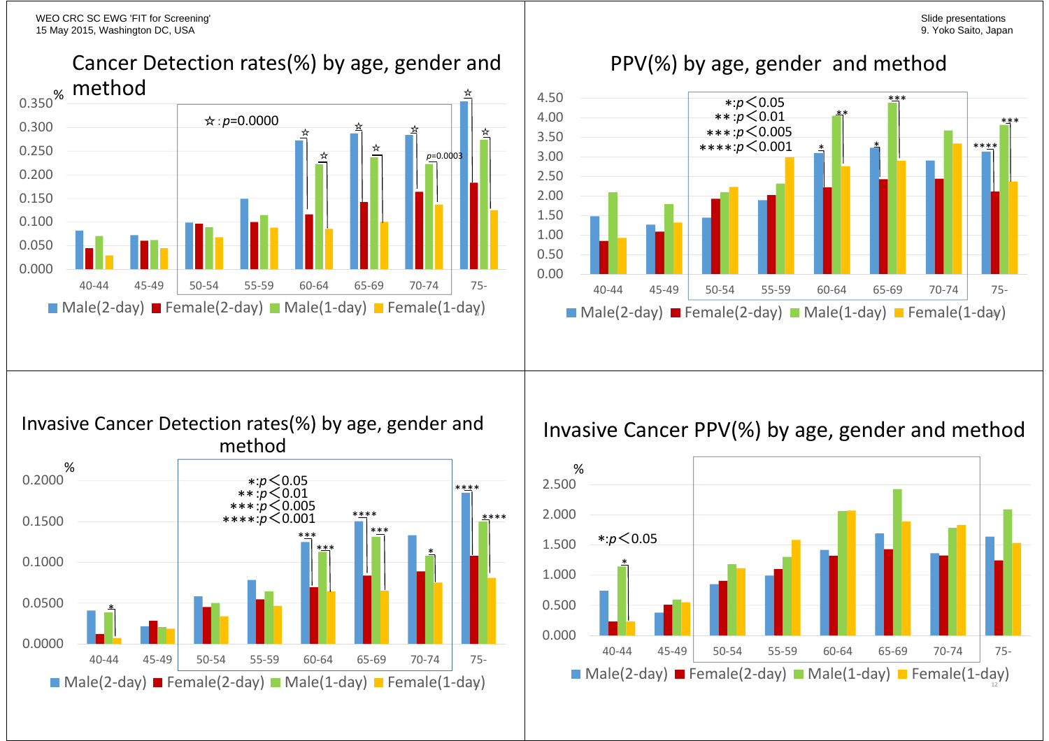## Cancer Detection rates(%) by age, gender and method

% 

☆ : $p$=0.0000

$p$=0.0003

Age groups: 40-44, 45-49, 50-54, 55-59, 60-64, 65-69, 70-74, 75-

Male(2-day) | Female(2-day) | Male(1-day) | Female(1-day)

## PPV(%) by age, gender and method

*: $p<0.05$
**: $p<0.01$
***: $p<0.005$
****: $p<0.001$

Age groups: 40-44, 45-49, 50-54, 55-59, 60-64, 65-69, 70-74, 75-

Male(2-day) | Female(2-day) | Male(1-day) | Female(1-day)

## Invasive Cancer Detection rates(%) by age, gender and method

%

*: $p<0.05$
**: $p<0.01$
***: $p<0.005$
****: $p<0.001$

Age groups: 40-44, 45-49, 50-54, 55-59, 60-64, 65-69, 70-74, 75-

Male(2-day) | Female(2-day) | Male(1-day) | Female(1-day)

## Invasive Cancer PPV(%) by age, gender and method

%

*: $p<0.05$

Age groups: 40-44, 45-49, 50-54, 55-59, 60-64, 65-69, 70-74, 75-

Male(2-day) | Female(2-day) | Male(1-day) | Female(1-day)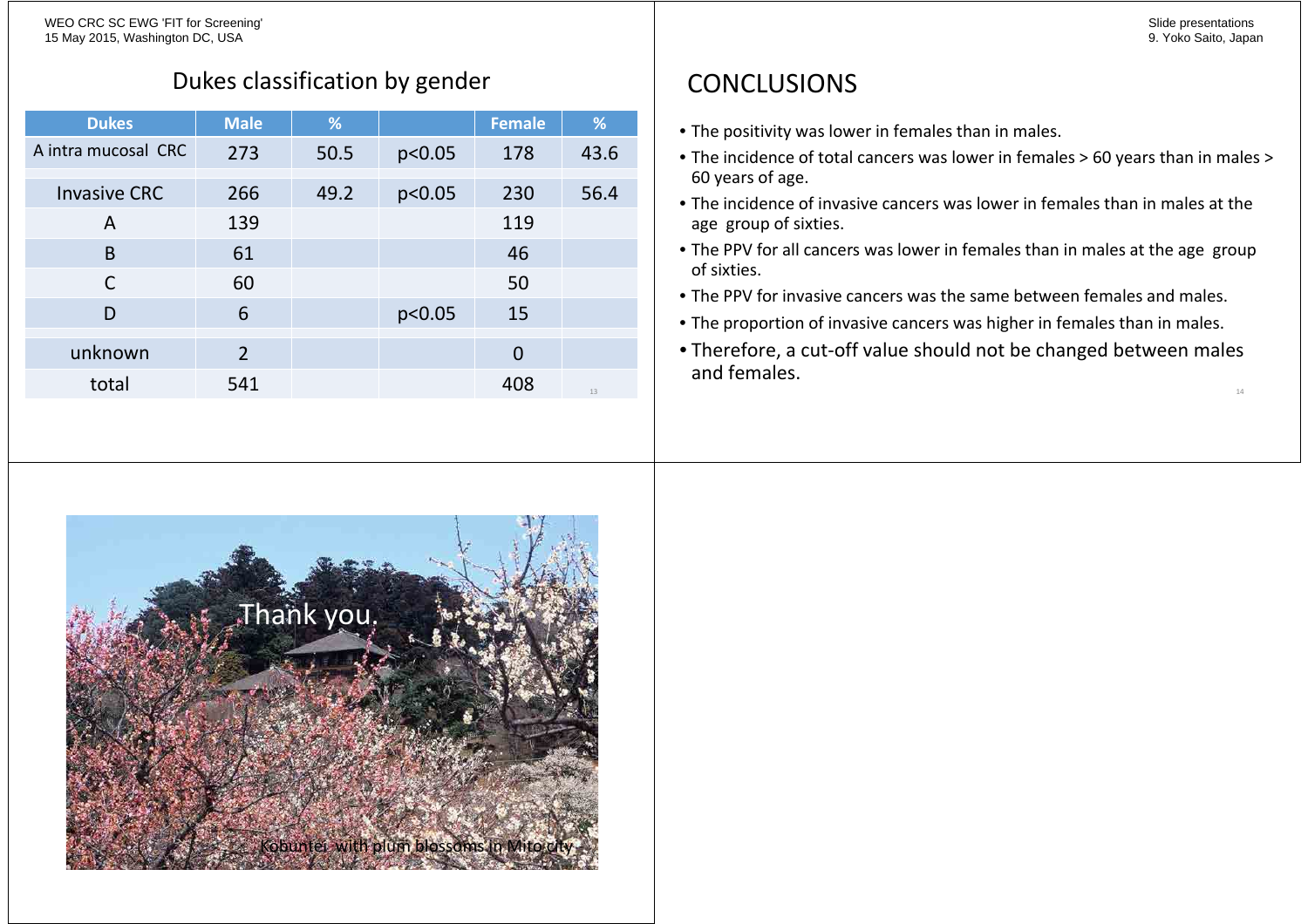## Dukes classification by gender

| Dukes | Male | % | | Female | % |
|---|---|---|---|---|---|
| A intra mucosal CRC | 273 | 50.5 | $p<0.05$ | 178 | 43.6 |
| Invasive CRC | 266 | 49.2 | $p<0.05$ | 230 | 56.4 |
| A | 139 | | | 119 | |
| B | 61 | | | 46 | |
| C | 60 | | | 50 | |
| D | 6 | | $p<0.05$ | 15 | |
| unknown | 2 | | | 0 | |
| total | 541 | | | 408 | |

## CONCLUSIONS

- The positivity was lower in females than in males.
- The incidence of total cancers was lower in females > 60 years than in males > 60 years of age.
- The incidence of invasive cancers was lower in females than in males at the age group of sixties.
- The PPV for all cancers was lower in females than in males at the age group of sixties.
- The PPV for invasive cancers was the same between females and males.
- The proportion of invasive cancers was higher in females than in males.
- Therefore, a cut-off value should not be changed between males and females.

Thank you.

Kobuntei with plum blossoms in Mito city